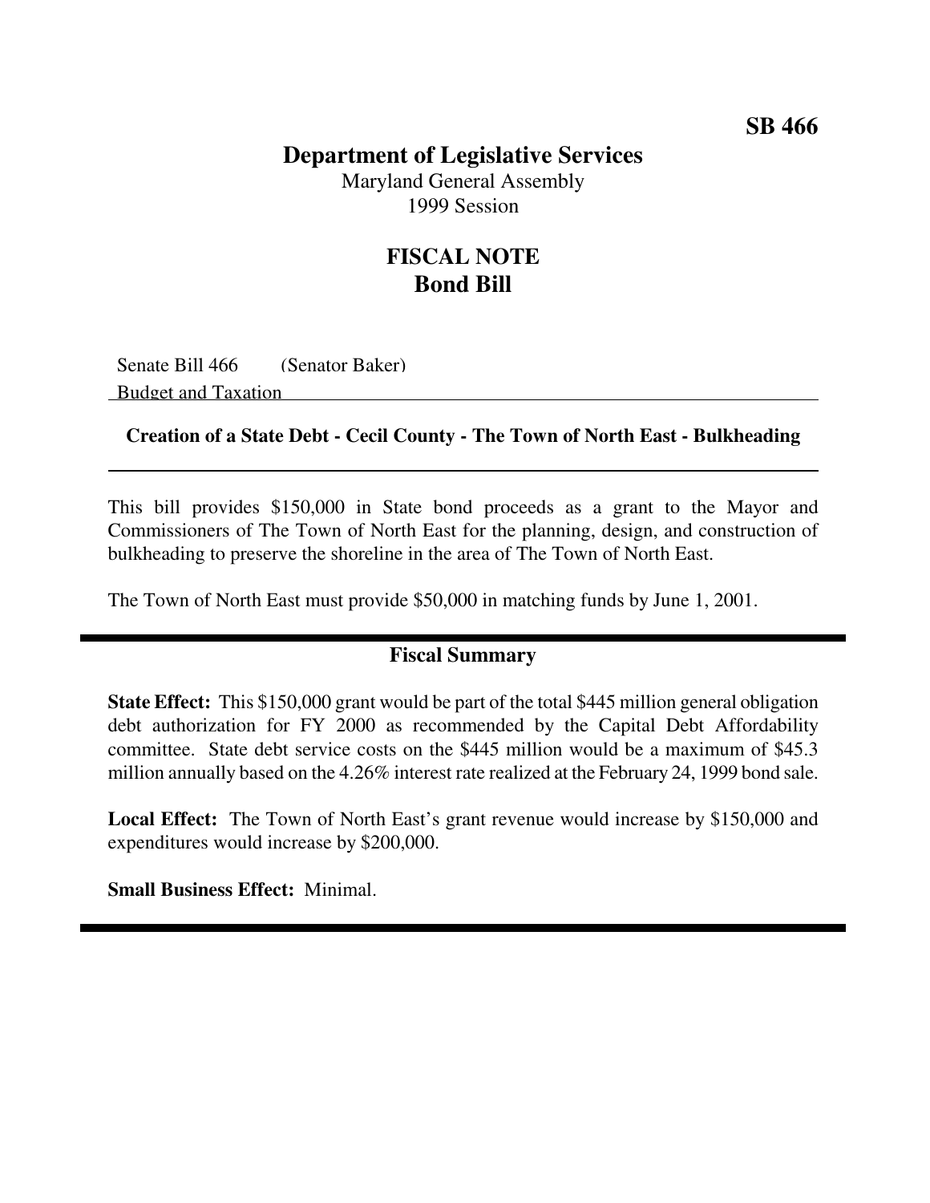**SB 466**

# Department of Legislative Services

Maryland General Assembly
1999 Session

## FISCAL NOTE
## Bond Bill

Senate Bill 466 (Senator Baker)
Budget and Taxation

**Creation of a State Debt - Cecil County - The Town of North East - Bulkheading**

This bill provides $150,000 in State bond proceeds as a grant to the Mayor and Commissioners of The Town of North East for the planning, design, and construction of bulkheading to preserve the shoreline in the area of The Town of North East.

The Town of North East must provide $50,000 in matching funds by June 1, 2001.

### Fiscal Summary

**State Effect:** This $150,000 grant would be part of the total $445 million general obligation debt authorization for FY 2000 as recommended by the Capital Debt Affordability committee. State debt service costs on the $445 million would be a maximum of $45.3 million annually based on the 4.26% interest rate realized at the February 24, 1999 bond sale.

**Local Effect:** The Town of North East's grant revenue would increase by $150,000 and expenditures would increase by $200,000.

**Small Business Effect:** Minimal.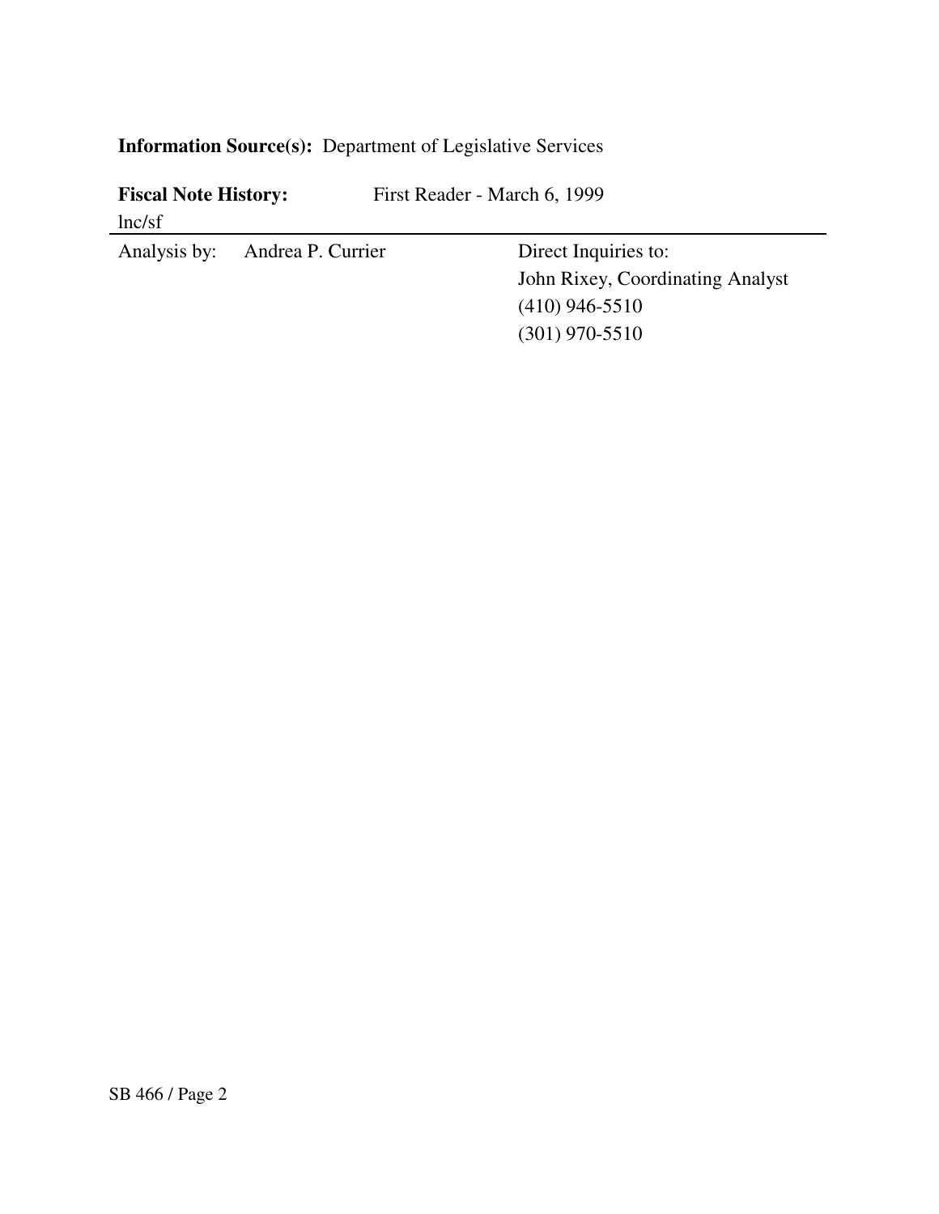**Information Source(s):** Department of Legislative Services

**Fiscal Note History:** First Reader - March 6, 1999

lnc/sf

---

Analysis by: Andrea P. Currier

Direct Inquiries to:
John Rixey, Coordinating Analyst
(410) 946-5510
(301) 970-5510